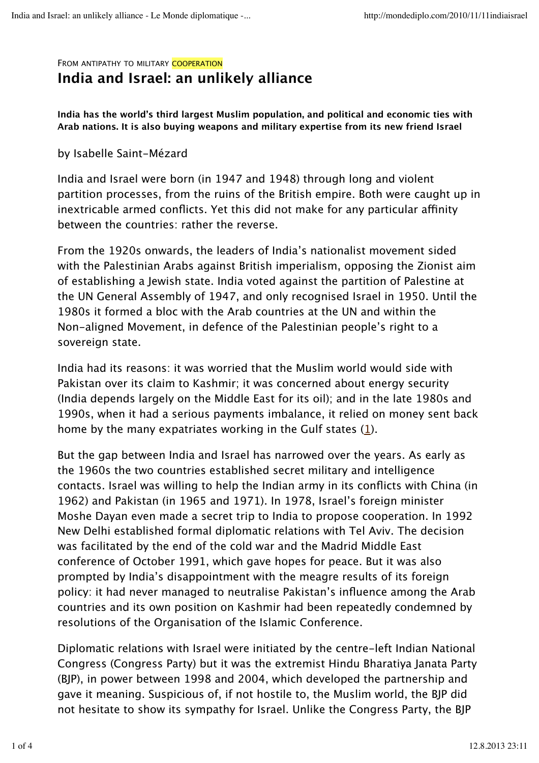From antipathy to military cooperation

# India and Israel: an unlikely alliance

**India has the world's third largest Muslim population, and political and economic ties with Arab nations. It is also buying weapons and military expertise from its new friend Israel**

by Isabelle Saint-Mézard

India and Israel were born (in 1947 and 1948) through long and violent partition processes, from the ruins of the British empire. Both were caught up in inextricable armed conflicts. Yet this did not make for any particular affinity between the countries: rather the reverse.

From the 1920s onwards, the leaders of India's nationalist movement sided with the Palestinian Arabs against British imperialism, opposing the Zionist aim of establishing a Jewish state. India voted against the partition of Palestine at the UN General Assembly of 1947, and only recognised Israel in 1950. Until the 1980s it formed a bloc with the Arab countries at the UN and within the Non-aligned Movement, in defence of the Palestinian people's right to a sovereign state.

India had its reasons: it was worried that the Muslim world would side with Pakistan over its claim to Kashmir; it was concerned about energy security (India depends largely on the Middle East for its oil); and in the late 1980s and 1990s, when it had a serious payments imbalance, it relied on money sent back home by the many expatriates working in the Gulf states (1).

But the gap between India and Israel has narrowed over the years. As early as the 1960s the two countries established secret military and intelligence contacts. Israel was willing to help the Indian army in its conflicts with China (in 1962) and Pakistan (in 1965 and 1971). In 1978, Israel's foreign minister Moshe Dayan even made a secret trip to India to propose cooperation. In 1992 New Delhi established formal diplomatic relations with Tel Aviv. The decision was facilitated by the end of the cold war and the Madrid Middle East conference of October 1991, which gave hopes for peace. But it was also prompted by India's disappointment with the meagre results of its foreign policy: it had never managed to neutralise Pakistan's influence among the Arab countries and its own position on Kashmir had been repeatedly condemned by resolutions of the Organisation of the Islamic Conference.

Diplomatic relations with Israel were initiated by the centre-left Indian National Congress (Congress Party) but it was the extremist Hindu Bharatiya Janata Party (BJP), in power between 1998 and 2004, which developed the partnership and gave it meaning. Suspicious of, if not hostile to, the Muslim world, the BJP did not hesitate to show its sympathy for Israel. Unlike the Congress Party, the BJP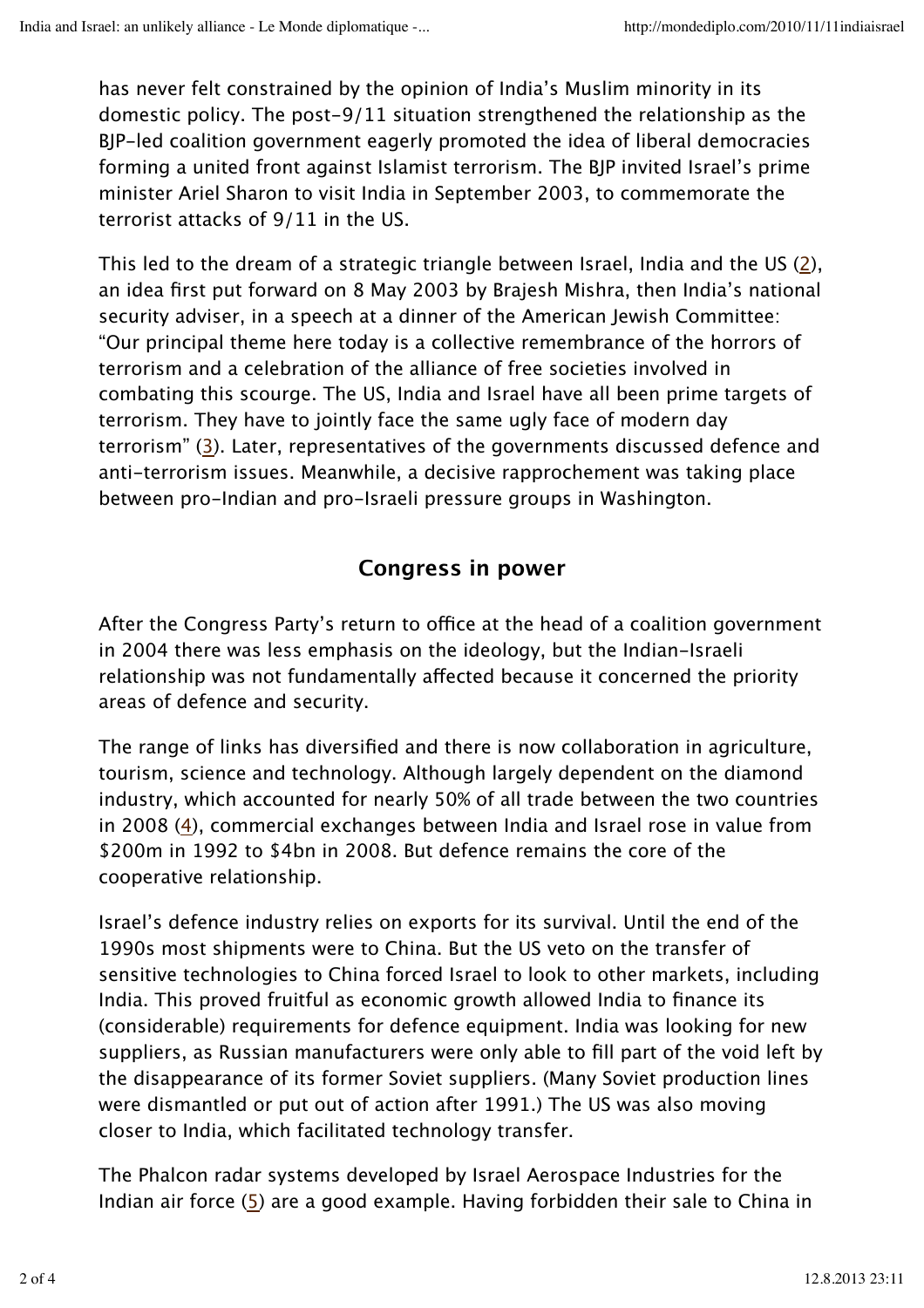has never felt constrained by the opinion of India's Muslim minority in its domestic policy. The post-9/11 situation strengthened the relationship as the BJP-led coalition government eagerly promoted the idea of liberal democracies forming a united front against Islamist terrorism. The BJP invited Israel's prime minister Ariel Sharon to visit India in September 2003, to commemorate the terrorist attacks of 9/11 in the US.

This led to the dream of a strategic triangle between Israel, India and the US (2), an idea first put forward on 8 May 2003 by Brajesh Mishra, then India's national security adviser, in a speech at a dinner of the American Jewish Committee: "Our principal theme here today is a collective remembrance of the horrors of terrorism and a celebration of the alliance of free societies involved in combating this scourge. The US, India and Israel have all been prime targets of terrorism. They have to jointly face the same ugly face of modern day terrorism" (3). Later, representatives of the governments discussed defence and anti-terrorism issues. Meanwhile, a decisive rapprochement was taking place between pro-Indian and pro-Israeli pressure groups in Washington.

## Congress in power

After the Congress Party's return to office at the head of a coalition government in 2004 there was less emphasis on the ideology, but the Indian-Israeli relationship was not fundamentally affected because it concerned the priority areas of defence and security.

The range of links has diversified and there is now collaboration in agriculture, tourism, science and technology. Although largely dependent on the diamond industry, which accounted for nearly 50% of all trade between the two countries in 2008 (4), commercial exchanges between India and Israel rose in value from $200m in 1992 to $4bn in 2008. But defence remains the core of the cooperative relationship.

Israel's defence industry relies on exports for its survival. Until the end of the 1990s most shipments were to China. But the US veto on the transfer of sensitive technologies to China forced Israel to look to other markets, including India. This proved fruitful as economic growth allowed India to finance its (considerable) requirements for defence equipment. India was looking for new suppliers, as Russian manufacturers were only able to fill part of the void left by the disappearance of its former Soviet suppliers. (Many Soviet production lines were dismantled or put out of action after 1991.) The US was also moving closer to India, which facilitated technology transfer.

The Phalcon radar systems developed by Israel Aerospace Industries for the Indian air force (5) are a good example. Having forbidden their sale to China in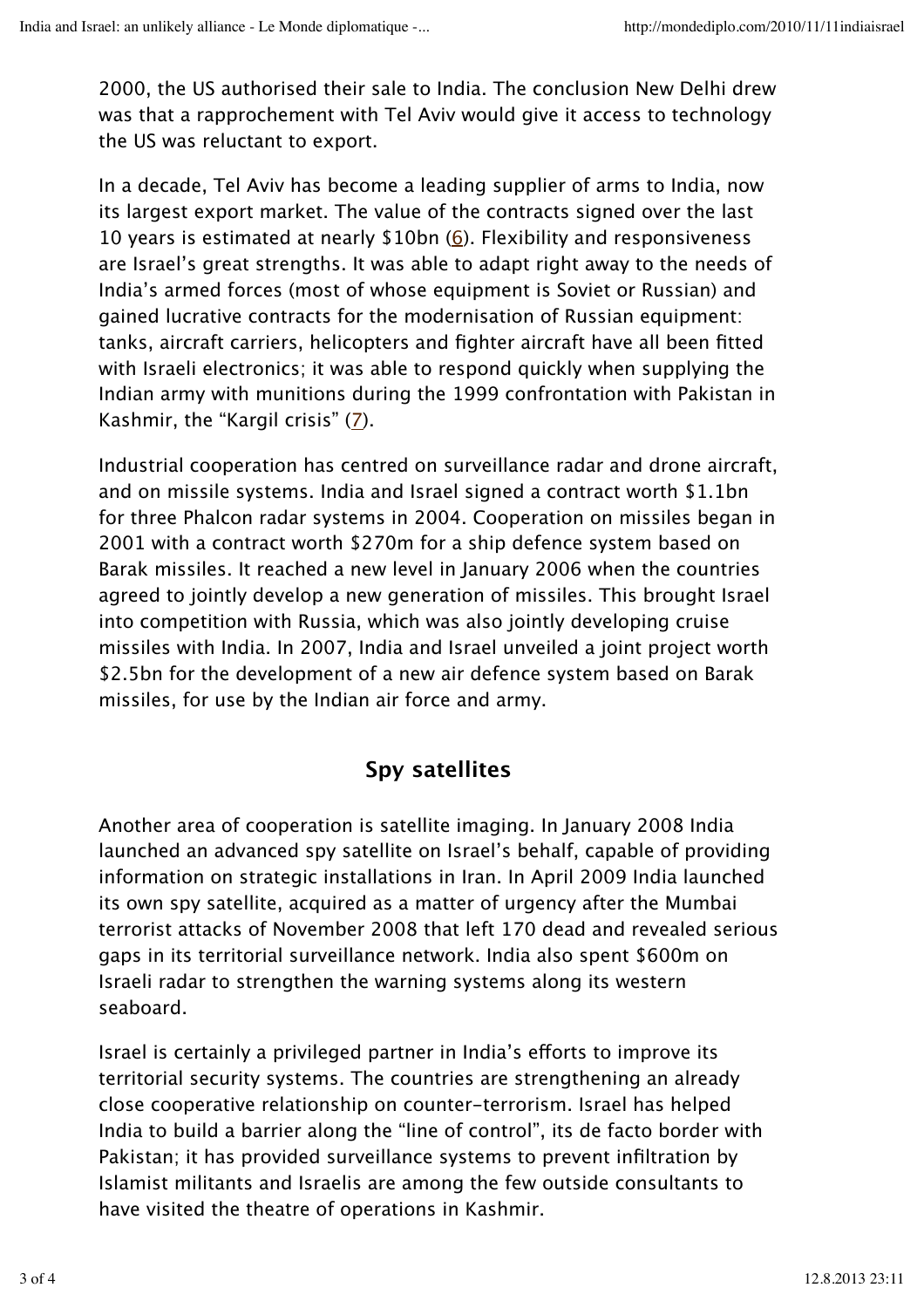2000, the US authorised their sale to India. The conclusion New Delhi drew was that a rapprochement with Tel Aviv would give it access to technology the US was reluctant to export.

In a decade, Tel Aviv has become a leading supplier of arms to India, now its largest export market. The value of the contracts signed over the last 10 years is estimated at nearly $10bn (6). Flexibility and responsiveness are Israel's great strengths. It was able to adapt right away to the needs of India's armed forces (most of whose equipment is Soviet or Russian) and gained lucrative contracts for the modernisation of Russian equipment: tanks, aircraft carriers, helicopters and fighter aircraft have all been fitted with Israeli electronics; it was able to respond quickly when supplying the Indian army with munitions during the 1999 confrontation with Pakistan in Kashmir, the "Kargil crisis" (7).

Industrial cooperation has centred on surveillance radar and drone aircraft, and on missile systems. India and Israel signed a contract worth $1.1bn for three Phalcon radar systems in 2004. Cooperation on missiles began in 2001 with a contract worth $270m for a ship defence system based on Barak missiles. It reached a new level in January 2006 when the countries agreed to jointly develop a new generation of missiles. This brought Israel into competition with Russia, which was also jointly developing cruise missiles with India. In 2007, India and Israel unveiled a joint project worth $2.5bn for the development of a new air defence system based on Barak missiles, for use by the Indian air force and army.

## Spy satellites

Another area of cooperation is satellite imaging. In January 2008 India launched an advanced spy satellite on Israel's behalf, capable of providing information on strategic installations in Iran. In April 2009 India launched its own spy satellite, acquired as a matter of urgency after the Mumbai terrorist attacks of November 2008 that left 170 dead and revealed serious gaps in its territorial surveillance network. India also spent $600m on Israeli radar to strengthen the warning systems along its western seaboard.

Israel is certainly a privileged partner in India's efforts to improve its territorial security systems. The countries are strengthening an already close cooperative relationship on counter-terrorism. Israel has helped India to build a barrier along the "line of control", its de facto border with Pakistan; it has provided surveillance systems to prevent infiltration by Islamist militants and Israelis are among the few outside consultants to have visited the theatre of operations in Kashmir.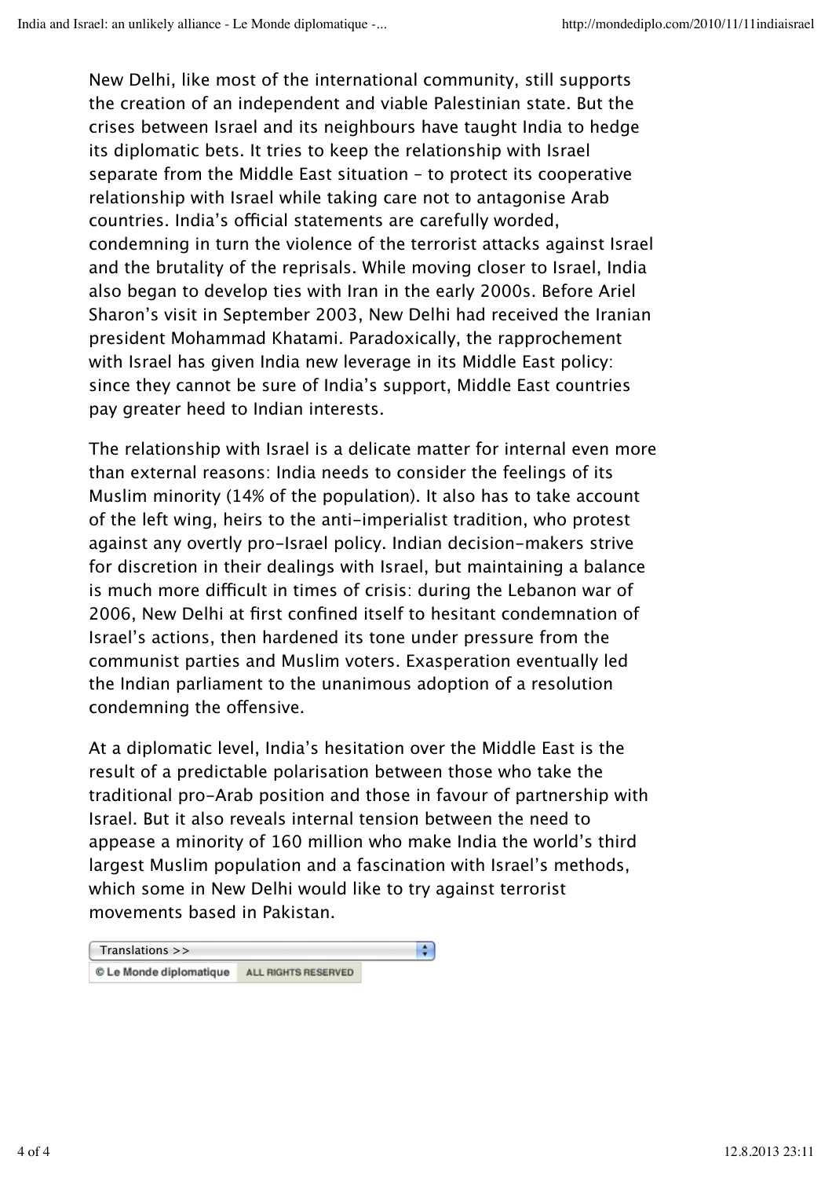New Delhi, like most of the international community, still supports the creation of an independent and viable Palestinian state. But the crises between Israel and its neighbours have taught India to hedge its diplomatic bets. It tries to keep the relationship with Israel separate from the Middle East situation – to protect its cooperative relationship with Israel while taking care not to antagonise Arab countries. India's official statements are carefully worded, condemning in turn the violence of the terrorist attacks against Israel and the brutality of the reprisals. While moving closer to Israel, India also began to develop ties with Iran in the early 2000s. Before Ariel Sharon's visit in September 2003, New Delhi had received the Iranian president Mohammad Khatami. Paradoxically, the rapprochement with Israel has given India new leverage in its Middle East policy: since they cannot be sure of India's support, Middle East countries pay greater heed to Indian interests.

The relationship with Israel is a delicate matter for internal even more than external reasons: India needs to consider the feelings of its Muslim minority (14% of the population). It also has to take account of the left wing, heirs to the anti-imperialist tradition, who protest against any overtly pro-Israel policy. Indian decision-makers strive for discretion in their dealings with Israel, but maintaining a balance is much more difficult in times of crisis: during the Lebanon war of 2006, New Delhi at first confined itself to hesitant condemnation of Israel's actions, then hardened its tone under pressure from the communist parties and Muslim voters. Exasperation eventually led the Indian parliament to the unanimous adoption of a resolution condemning the offensive.

At a diplomatic level, India's hesitation over the Middle East is the result of a predictable polarisation between those who take the traditional pro-Arab position and those in favour of partnership with Israel. But it also reveals internal tension between the need to appease a minority of 160 million who make India the world's third largest Muslim population and a fascination with Israel's methods, which some in New Delhi would like to try against terrorist movements based in Pakistan.

Translations >>

© Le Monde diplomatique ALL RIGHTS RESERVED